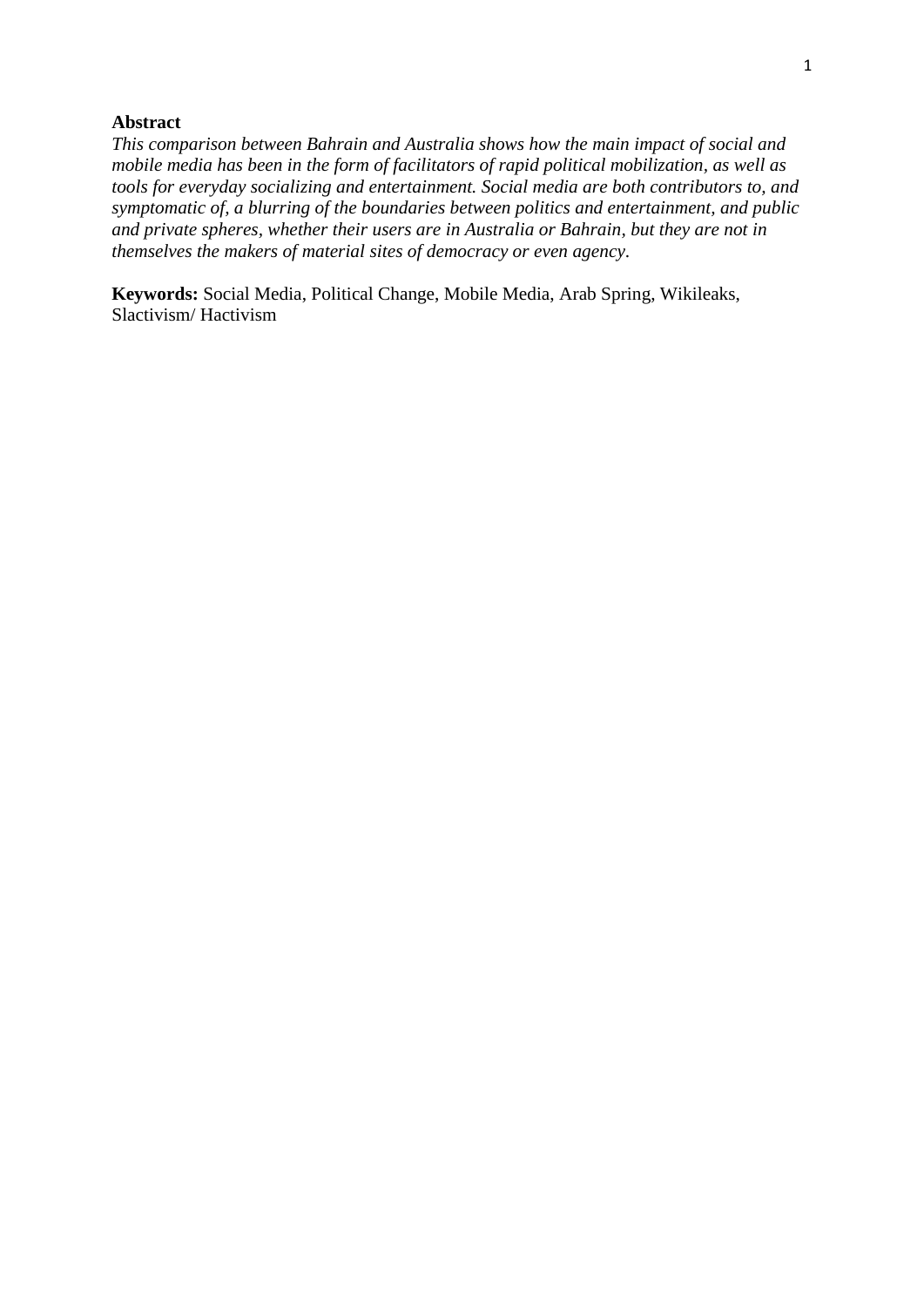**Abstract**

*This comparison between Bahrain and Australia shows how the main impact of social and mobile media has been in the form of facilitators of rapid political mobilization, as well as tools for everyday socializing and entertainment. Social media are both contributors to, and symptomatic of, a blurring of the boundaries between politics and entertainment, and public and private spheres, whether their users are in Australia or Bahrain, but they are not in themselves the makers of material sites of democracy or even agency.*

**Keywords:** Social Media, Political Change, Mobile Media, Arab Spring, Wikileaks, Slactivism/ Hactivism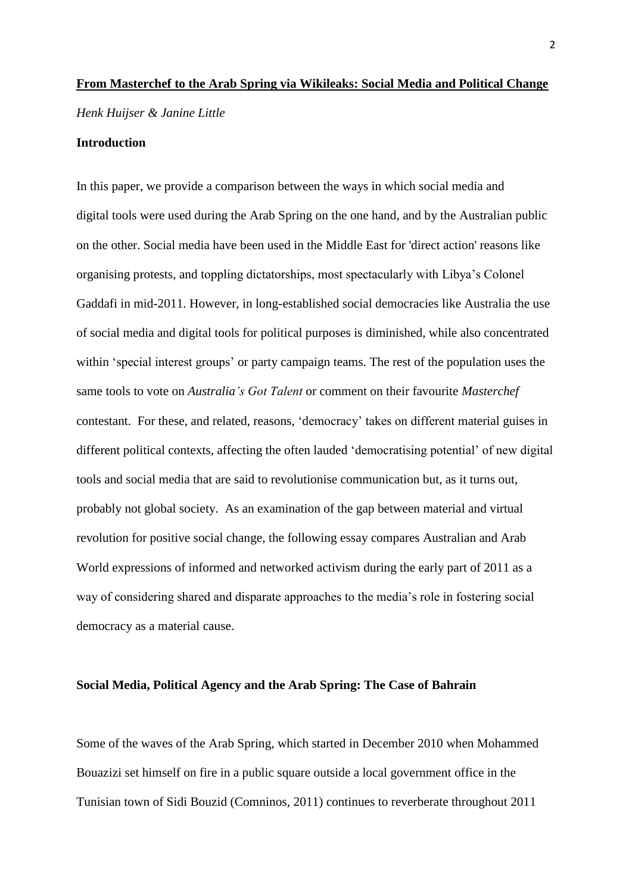# **From Masterchef to the Arab Spring via Wikileaks: Social Media and Political Change**

*Henk Huijser & Janine Little*

## Introduction

In this paper, we provide a comparison between the ways in which social media and digital tools were used during the Arab Spring on the one hand, and by the Australian public on the other. Social media have been used in the Middle East for 'direct action' reasons like organising protests, and toppling dictatorships, most spectacularly with Libya's Colonel Gaddafi in mid-2011. However, in long-established social democracies like Australia the use of social media and digital tools for political purposes is diminished, while also concentrated within 'special interest groups' or party campaign teams. The rest of the population uses the same tools to vote on *Australia's Got Talent* or comment on their favourite *Masterchef* contestant. For these, and related, reasons, 'democracy' takes on different material guises in different political contexts, affecting the often lauded 'democratising potential' of new digital tools and social media that are said to revolutionise communication but, as it turns out, probably not global society. As an examination of the gap between material and virtual revolution for positive social change, the following essay compares Australian and Arab World expressions of informed and networked activism during the early part of 2011 as a way of considering shared and disparate approaches to the media's role in fostering social democracy as a material cause.

## Social Media, Political Agency and the Arab Spring: The Case of Bahrain

Some of the waves of the Arab Spring, which started in December 2010 when Mohammed Bouazizi set himself on fire in a public square outside a local government office in the Tunisian town of Sidi Bouzid (Comninos, 2011) continues to reverberate throughout 2011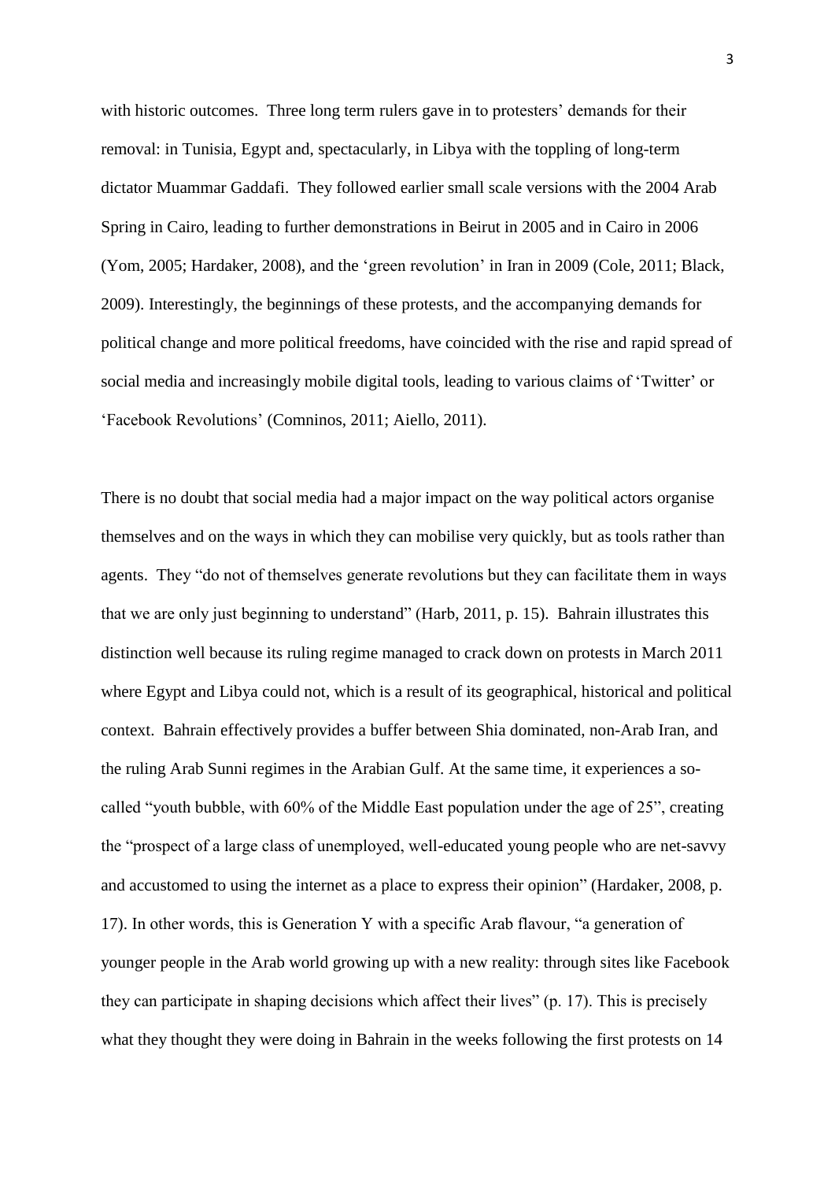with historic outcomes. Three long term rulers gave in to protesters' demands for their removal: in Tunisia, Egypt and, spectacularly, in Libya with the toppling of long-term dictator Muammar Gaddafi. They followed earlier small scale versions with the 2004 Arab Spring in Cairo, leading to further demonstrations in Beirut in 2005 and in Cairo in 2006 (Yom, 2005; Hardaker, 2008), and the 'green revolution' in Iran in 2009 (Cole, 2011; Black, 2009). Interestingly, the beginnings of these protests, and the accompanying demands for political change and more political freedoms, have coincided with the rise and rapid spread of social media and increasingly mobile digital tools, leading to various claims of 'Twitter' or 'Facebook Revolutions' (Comninos, 2011; Aiello, 2011).

There is no doubt that social media had a major impact on the way political actors organise themselves and on the ways in which they can mobilise very quickly, but as tools rather than agents. They "do not of themselves generate revolutions but they can facilitate them in ways that we are only just beginning to understand" (Harb, 2011, p. 15). Bahrain illustrates this distinction well because its ruling regime managed to crack down on protests in March 2011 where Egypt and Libya could not, which is a result of its geographical, historical and political context. Bahrain effectively provides a buffer between Shia dominated, non-Arab Iran, and the ruling Arab Sunni regimes in the Arabian Gulf. At the same time, it experiences a so-called "youth bubble, with 60% of the Middle East population under the age of 25", creating the "prospect of a large class of unemployed, well-educated young people who are net-savvy and accustomed to using the internet as a place to express their opinion" (Hardaker, 2008, p. 17). In other words, this is Generation Y with a specific Arab flavour, "a generation of younger people in the Arab world growing up with a new reality: through sites like Facebook they can participate in shaping decisions which affect their lives" (p. 17). This is precisely what they thought they were doing in Bahrain in the weeks following the first protests on 14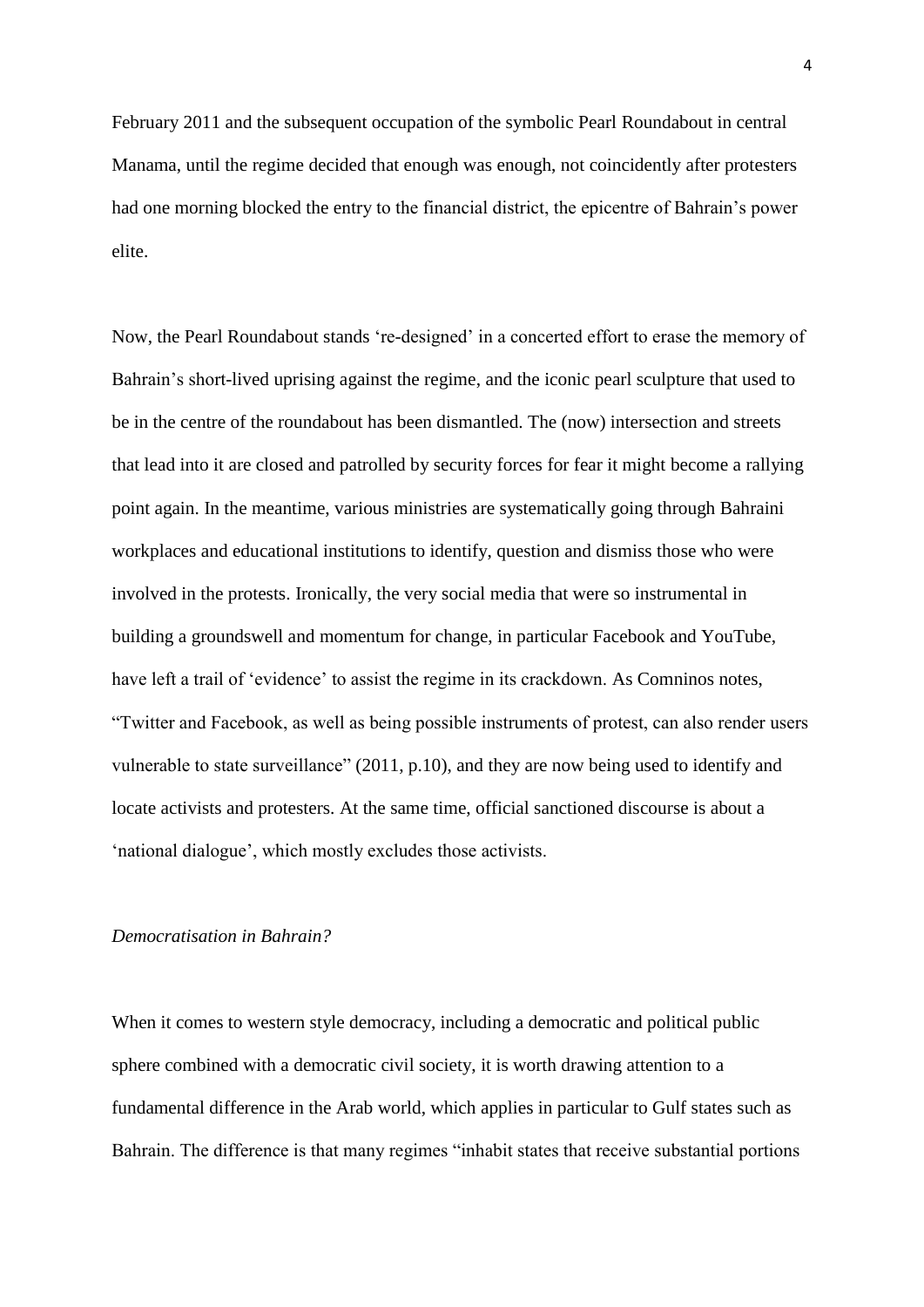February 2011 and the subsequent occupation of the symbolic Pearl Roundabout in central Manama, until the regime decided that enough was enough, not coincidently after protesters had one morning blocked the entry to the financial district, the epicentre of Bahrain's power elite.

Now, the Pearl Roundabout stands 're-designed' in a concerted effort to erase the memory of Bahrain's short-lived uprising against the regime, and the iconic pearl sculpture that used to be in the centre of the roundabout has been dismantled. The (now) intersection and streets that lead into it are closed and patrolled by security forces for fear it might become a rallying point again. In the meantime, various ministries are systematically going through Bahraini workplaces and educational institutions to identify, question and dismiss those who were involved in the protests. Ironically, the very social media that were so instrumental in building a groundswell and momentum for change, in particular Facebook and YouTube, have left a trail of 'evidence' to assist the regime in its crackdown. As Comninos notes, "Twitter and Facebook, as well as being possible instruments of protest, can also render users vulnerable to state surveillance" (2011, p.10), and they are now being used to identify and locate activists and protesters. At the same time, official sanctioned discourse is about a 'national dialogue', which mostly excludes those activists.

*Democratisation in Bahrain?*

When it comes to western style democracy, including a democratic and political public sphere combined with a democratic civil society, it is worth drawing attention to a fundamental difference in the Arab world, which applies in particular to Gulf states such as Bahrain. The difference is that many regimes "inhabit states that receive substantial portions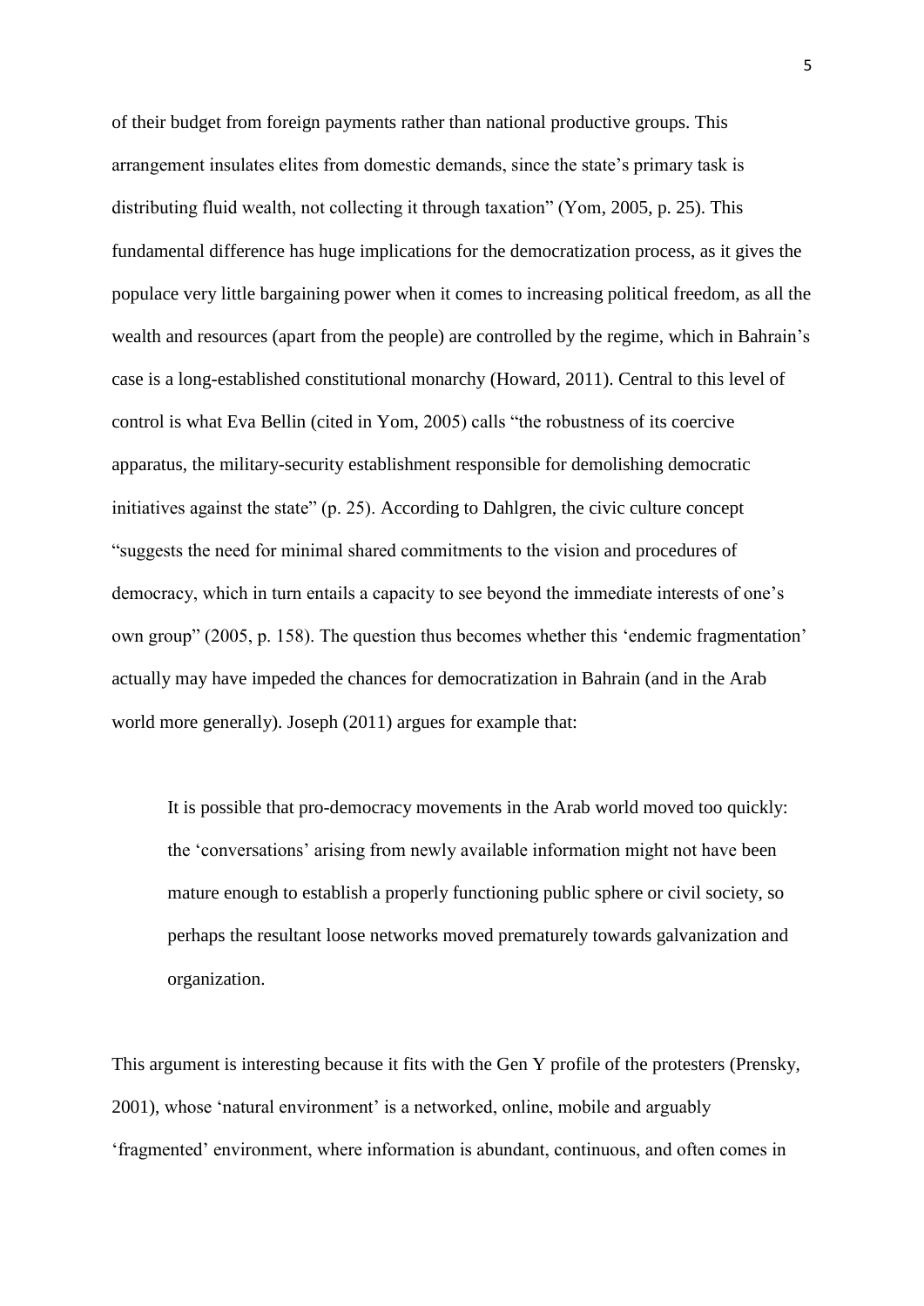of their budget from foreign payments rather than national productive groups. This arrangement insulates elites from domestic demands, since the state's primary task is distributing fluid wealth, not collecting it through taxation" (Yom, 2005, p. 25). This fundamental difference has huge implications for the democratization process, as it gives the populace very little bargaining power when it comes to increasing political freedom, as all the wealth and resources (apart from the people) are controlled by the regime, which in Bahrain's case is a long-established constitutional monarchy (Howard, 2011). Central to this level of control is what Eva Bellin (cited in Yom, 2005) calls "the robustness of its coercive apparatus, the military-security establishment responsible for demolishing democratic initiatives against the state" (p. 25). According to Dahlgren, the civic culture concept "suggests the need for minimal shared commitments to the vision and procedures of democracy, which in turn entails a capacity to see beyond the immediate interests of one's own group" (2005, p. 158). The question thus becomes whether this 'endemic fragmentation' actually may have impeded the chances for democratization in Bahrain (and in the Arab world more generally). Joseph (2011) argues for example that:

> It is possible that pro-democracy movements in the Arab world moved too quickly: the 'conversations' arising from newly available information might not have been mature enough to establish a properly functioning public sphere or civil society, so perhaps the resultant loose networks moved prematurely towards galvanization and organization.

This argument is interesting because it fits with the Gen Y profile of the protesters (Prensky, 2001), whose 'natural environment' is a networked, online, mobile and arguably 'fragmented' environment, where information is abundant, continuous, and often comes in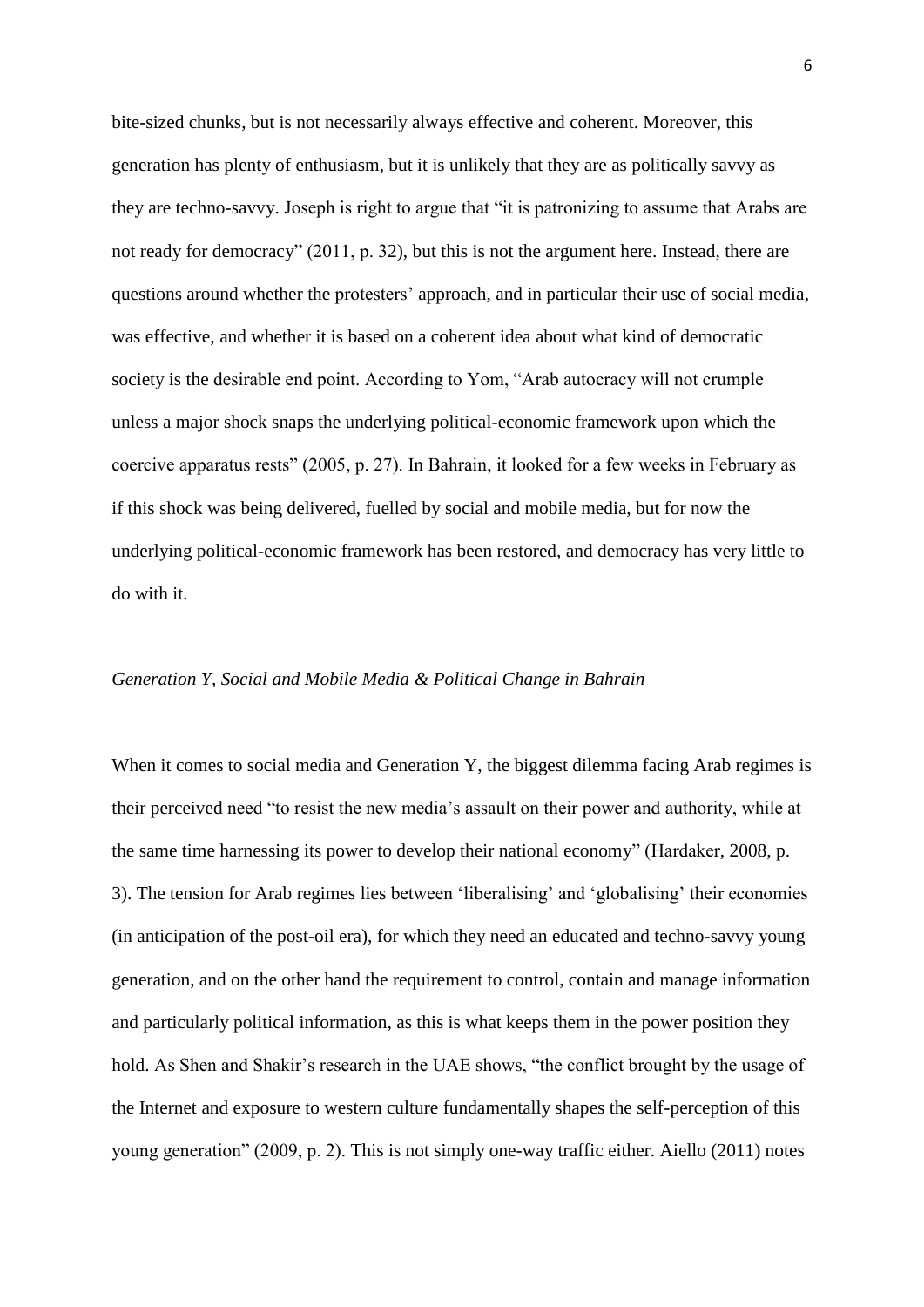bite-sized chunks, but is not necessarily always effective and coherent. Moreover, this generation has plenty of enthusiasm, but it is unlikely that they are as politically savvy as they are techno-savvy. Joseph is right to argue that "it is patronizing to assume that Arabs are not ready for democracy" (2011, p. 32), but this is not the argument here. Instead, there are questions around whether the protesters' approach, and in particular their use of social media, was effective, and whether it is based on a coherent idea about what kind of democratic society is the desirable end point. According to Yom, "Arab autocracy will not crumple unless a major shock snaps the underlying political-economic framework upon which the coercive apparatus rests" (2005, p. 27). In Bahrain, it looked for a few weeks in February as if this shock was being delivered, fuelled by social and mobile media, but for now the underlying political-economic framework has been restored, and democracy has very little to do with it.

*Generation Y, Social and Mobile Media & Political Change in Bahrain*

When it comes to social media and Generation Y, the biggest dilemma facing Arab regimes is their perceived need "to resist the new media's assault on their power and authority, while at the same time harnessing its power to develop their national economy" (Hardaker, 2008, p. 3). The tension for Arab regimes lies between 'liberalising' and 'globalising' their economies (in anticipation of the post-oil era), for which they need an educated and techno-savvy young generation, and on the other hand the requirement to control, contain and manage information and particularly political information, as this is what keeps them in the power position they hold. As Shen and Shakir's research in the UAE shows, "the conflict brought by the usage of the Internet and exposure to western culture fundamentally shapes the self-perception of this young generation" (2009, p. 2). This is not simply one-way traffic either. Aiello (2011) notes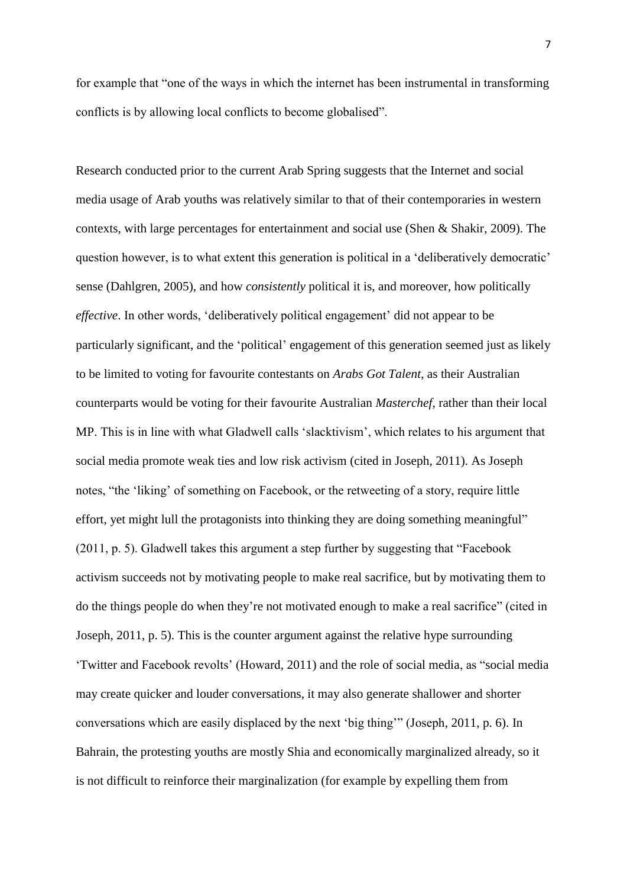for example that "one of the ways in which the internet has been instrumental in transforming conflicts is by allowing local conflicts to become globalised".

Research conducted prior to the current Arab Spring suggests that the Internet and social media usage of Arab youths was relatively similar to that of their contemporaries in western contexts, with large percentages for entertainment and social use (Shen & Shakir, 2009). The question however, is to what extent this generation is political in a 'deliberatively democratic' sense (Dahlgren, 2005), and how *consistently* political it is, and moreover, how politically *effective*. In other words, 'deliberatively political engagement' did not appear to be particularly significant, and the 'political' engagement of this generation seemed just as likely to be limited to voting for favourite contestants on *Arabs Got Talent*, as their Australian counterparts would be voting for their favourite Australian *Masterchef*, rather than their local MP. This is in line with what Gladwell calls 'slacktivism', which relates to his argument that social media promote weak ties and low risk activism (cited in Joseph, 2011). As Joseph notes, "the 'liking' of something on Facebook, or the retweeting of a story, require little effort, yet might lull the protagonists into thinking they are doing something meaningful" (2011, p. 5). Gladwell takes this argument a step further by suggesting that "Facebook activism succeeds not by motivating people to make real sacrifice, but by motivating them to do the things people do when they're not motivated enough to make a real sacrifice" (cited in Joseph, 2011, p. 5). This is the counter argument against the relative hype surrounding 'Twitter and Facebook revolts' (Howard, 2011) and the role of social media, as "social media may create quicker and louder conversations, it may also generate shallower and shorter conversations which are easily displaced by the next 'big thing'" (Joseph, 2011, p. 6). In Bahrain, the protesting youths are mostly Shia and economically marginalized already, so it is not difficult to reinforce their marginalization (for example by expelling them from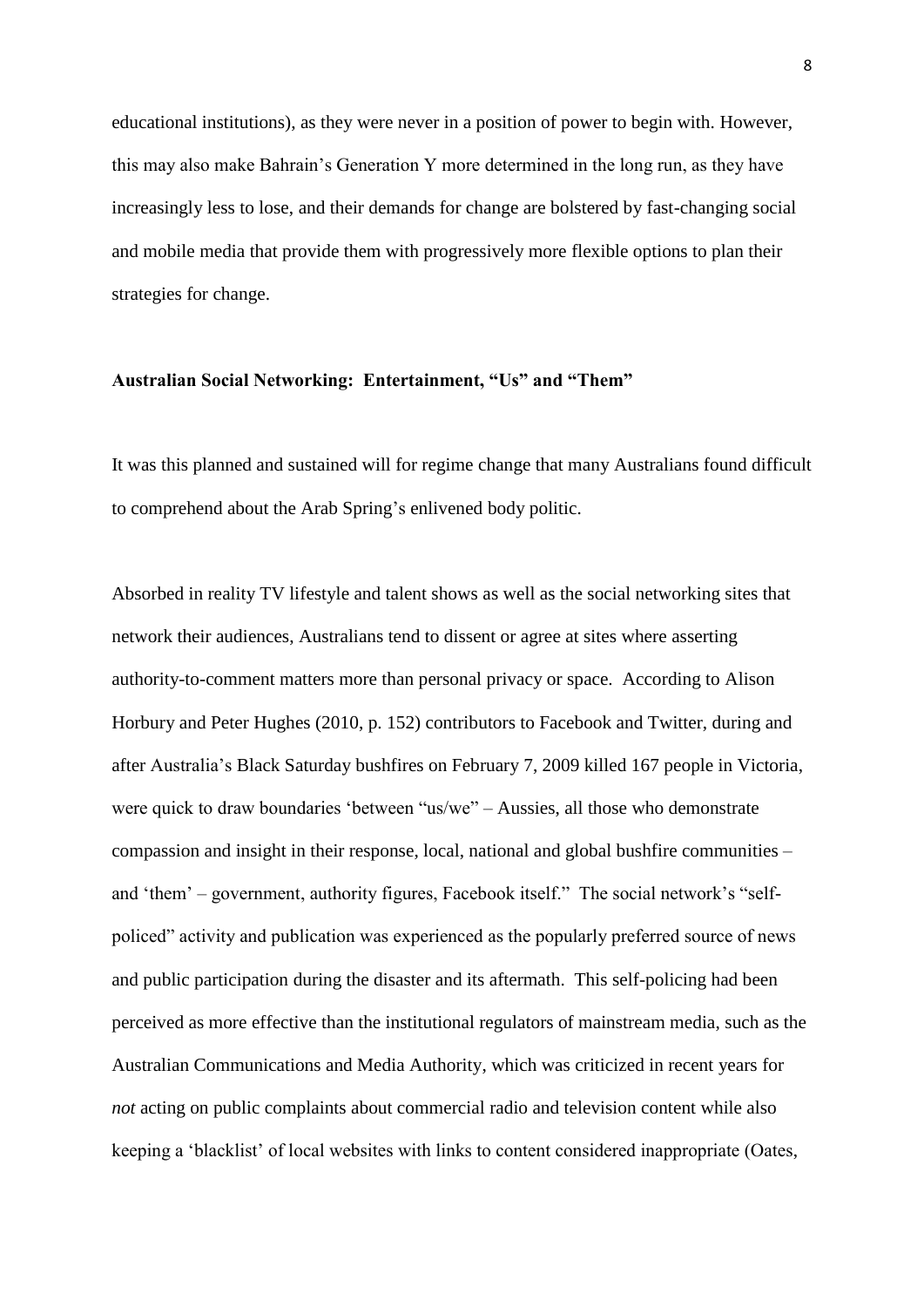educational institutions), as they were never in a position of power to begin with. However, this may also make Bahrain's Generation Y more determined in the long run, as they have increasingly less to lose, and their demands for change are bolstered by fast-changing social and mobile media that provide them with progressively more flexible options to plan their strategies for change.

### Australian Social Networking: Entertainment, "Us" and "Them"

It was this planned and sustained will for regime change that many Australians found difficult to comprehend about the Arab Spring's enlivened body politic.

Absorbed in reality TV lifestyle and talent shows as well as the social networking sites that network their audiences, Australians tend to dissent or agree at sites where asserting authority-to-comment matters more than personal privacy or space. According to Alison Horbury and Peter Hughes (2010, p. 152) contributors to Facebook and Twitter, during and after Australia's Black Saturday bushfires on February 7, 2009 killed 167 people in Victoria, were quick to draw boundaries 'between "us/we" – Aussies, all those who demonstrate compassion and insight in their response, local, national and global bushfire communities – and 'them' – government, authority figures, Facebook itself." The social network's "self-policed" activity and publication was experienced as the popularly preferred source of news and public participation during the disaster and its aftermath. This self-policing had been perceived as more effective than the institutional regulators of mainstream media, such as the Australian Communications and Media Authority, which was criticized in recent years for *not* acting on public complaints about commercial radio and television content while also keeping a 'blacklist' of local websites with links to content considered inappropriate (Oates,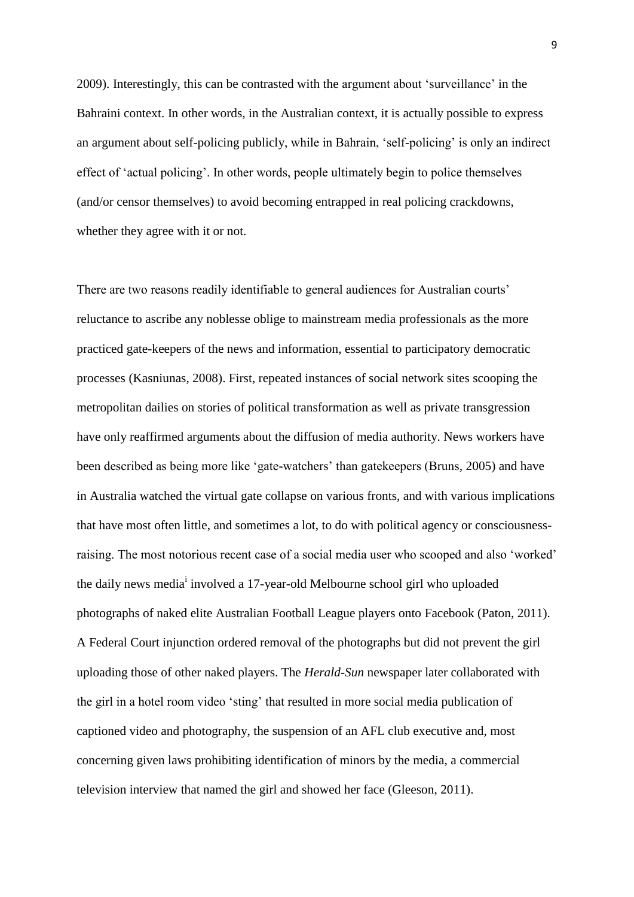2009). Interestingly, this can be contrasted with the argument about 'surveillance' in the Bahraini context. In other words, in the Australian context, it is actually possible to express an argument about self-policing publicly, while in Bahrain, 'self-policing' is only an indirect effect of 'actual policing'. In other words, people ultimately begin to police themselves (and/or censor themselves) to avoid becoming entrapped in real policing crackdowns, whether they agree with it or not.

There are two reasons readily identifiable to general audiences for Australian courts' reluctance to ascribe any noblesse oblige to mainstream media professionals as the more practiced gate-keepers of the news and information, essential to participatory democratic processes (Kasniunas, 2008). First, repeated instances of social network sites scooping the metropolitan dailies on stories of political transformation as well as private transgression have only reaffirmed arguments about the diffusion of media authority. News workers have been described as being more like 'gate-watchers' than gatekeepers (Bruns, 2005) and have in Australia watched the virtual gate collapse on various fronts, and with various implications that have most often little, and sometimes a lot, to do with political agency or consciousness-raising. The most notorious recent case of a social media user who scooped and also 'worked' the daily news media[i] involved a 17-year-old Melbourne school girl who uploaded photographs of naked elite Australian Football League players onto Facebook (Paton, 2011). A Federal Court injunction ordered removal of the photographs but did not prevent the girl uploading those of other naked players. The *Herald-Sun* newspaper later collaborated with the girl in a hotel room video 'sting' that resulted in more social media publication of captioned video and photography, the suspension of an AFL club executive and, most concerning given laws prohibiting identification of minors by the media, a commercial television interview that named the girl and showed her face (Gleeson, 2011).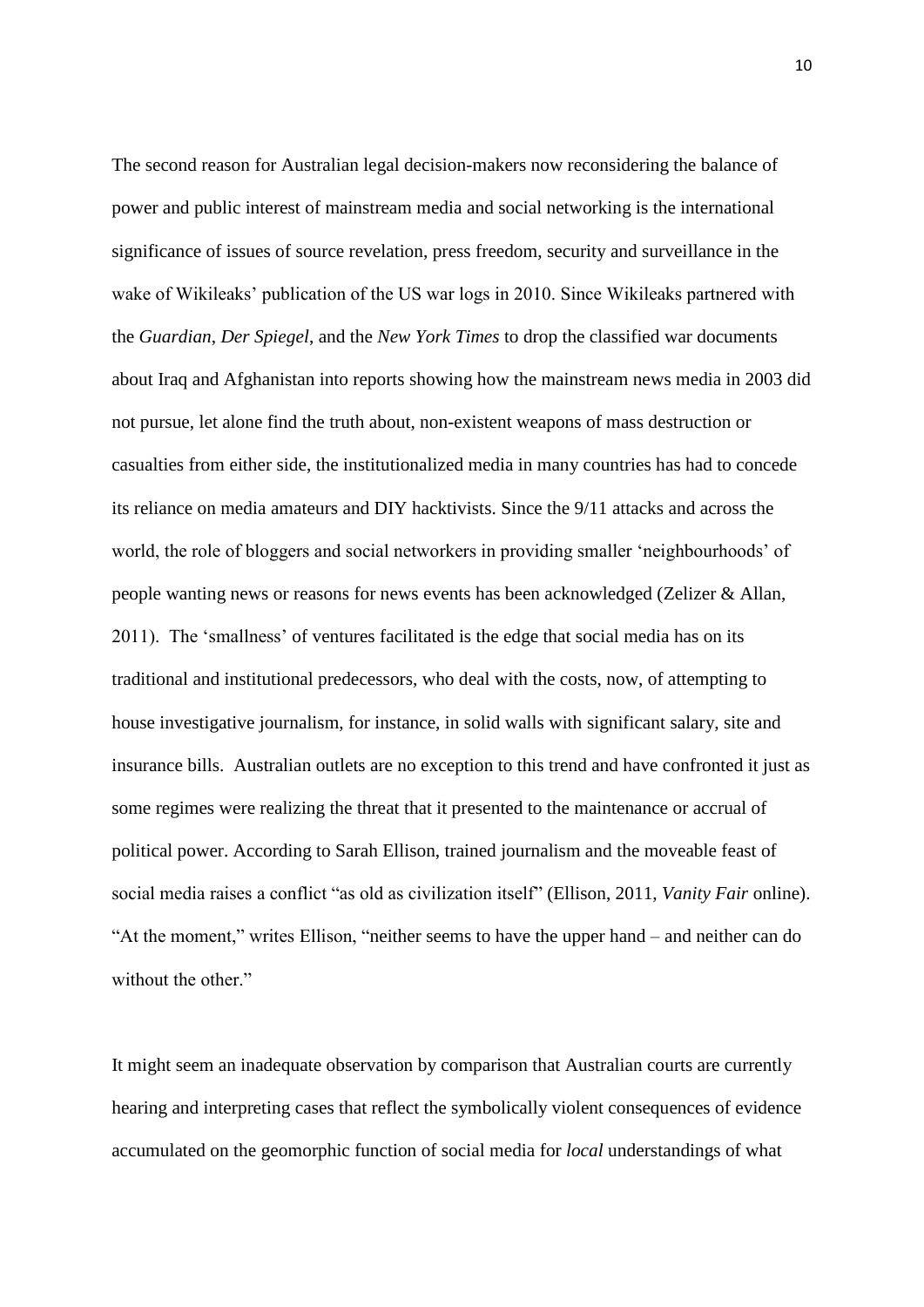The second reason for Australian legal decision-makers now reconsidering the balance of power and public interest of mainstream media and social networking is the international significance of issues of source revelation, press freedom, security and surveillance in the wake of Wikileaks' publication of the US war logs in 2010. Since Wikileaks partnered with the *Guardian*, *Der Spiegel*, and the *New York Times* to drop the classified war documents about Iraq and Afghanistan into reports showing how the mainstream news media in 2003 did not pursue, let alone find the truth about, non-existent weapons of mass destruction or casualties from either side, the institutionalized media in many countries has had to concede its reliance on media amateurs and DIY hacktivists. Since the 9/11 attacks and across the world, the role of bloggers and social networkers in providing smaller 'neighbourhoods' of people wanting news or reasons for news events has been acknowledged (Zelizer & Allan, 2011). The 'smallness' of ventures facilitated is the edge that social media has on its traditional and institutional predecessors, who deal with the costs, now, of attempting to house investigative journalism, for instance, in solid walls with significant salary, site and insurance bills. Australian outlets are no exception to this trend and have confronted it just as some regimes were realizing the threat that it presented to the maintenance or accrual of political power. According to Sarah Ellison, trained journalism and the moveable feast of social media raises a conflict "as old as civilization itself" (Ellison, 2011, *Vanity Fair* online). "At the moment," writes Ellison, "neither seems to have the upper hand – and neither can do without the other."

It might seem an inadequate observation by comparison that Australian courts are currently hearing and interpreting cases that reflect the symbolically violent consequences of evidence accumulated on the geomorphic function of social media for *local* understandings of what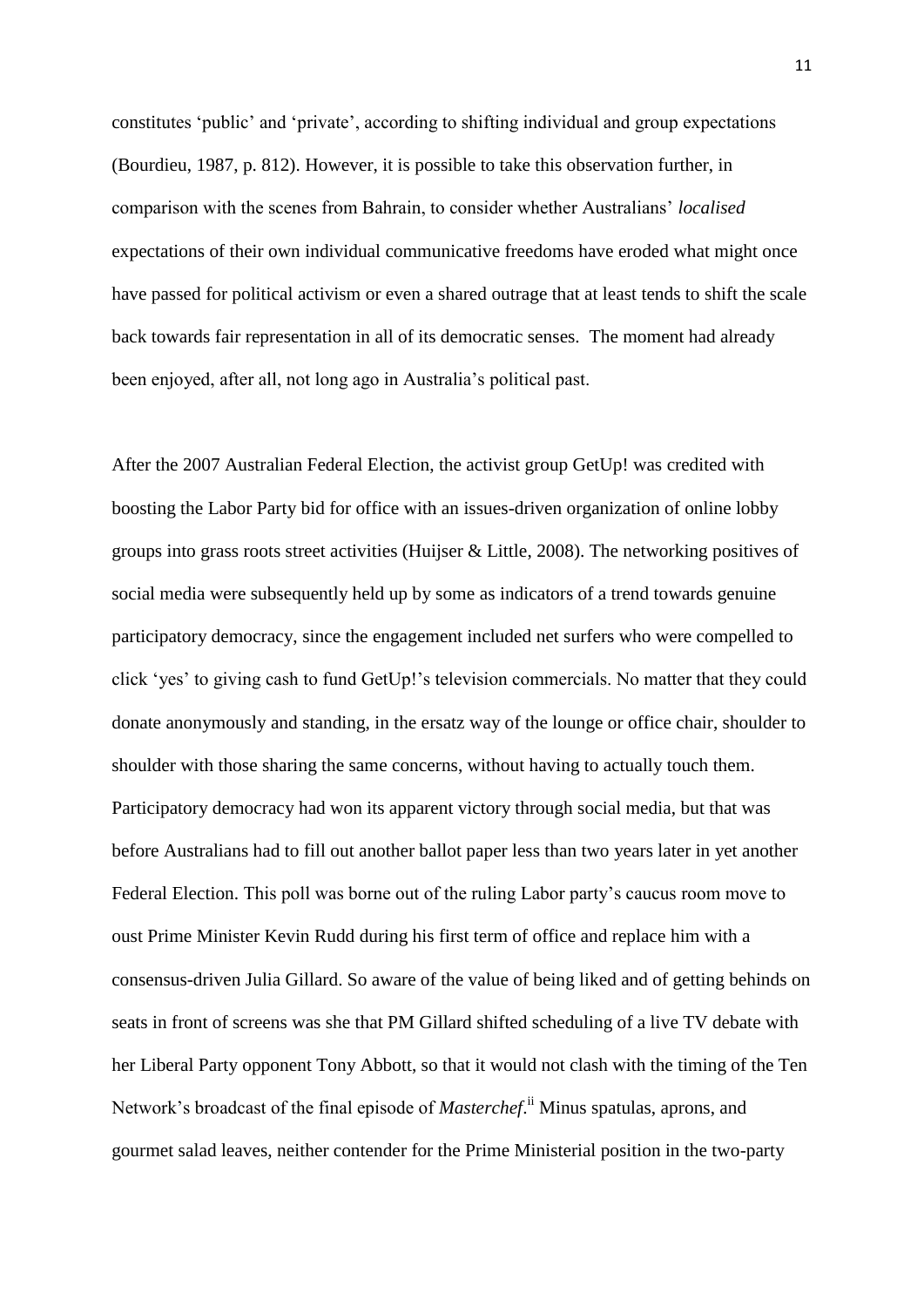constitutes 'public' and 'private', according to shifting individual and group expectations (Bourdieu, 1987, p. 812). However, it is possible to take this observation further, in comparison with the scenes from Bahrain, to consider whether Australians' *localised* expectations of their own individual communicative freedoms have eroded what might once have passed for political activism or even a shared outrage that at least tends to shift the scale back towards fair representation in all of its democratic senses. The moment had already been enjoyed, after all, not long ago in Australia's political past.

After the 2007 Australian Federal Election, the activist group GetUp! was credited with boosting the Labor Party bid for office with an issues-driven organization of online lobby groups into grass roots street activities (Huijser & Little, 2008). The networking positives of social media were subsequently held up by some as indicators of a trend towards genuine participatory democracy, since the engagement included net surfers who were compelled to click 'yes' to giving cash to fund GetUp!'s television commercials. No matter that they could donate anonymously and standing, in the ersatz way of the lounge or office chair, shoulder to shoulder with those sharing the same concerns, without having to actually touch them. Participatory democracy had won its apparent victory through social media, but that was before Australians had to fill out another ballot paper less than two years later in yet another Federal Election. This poll was borne out of the ruling Labor party's caucus room move to oust Prime Minister Kevin Rudd during his first term of office and replace him with a consensus-driven Julia Gillard. So aware of the value of being liked and of getting behinds on seats in front of screens was she that PM Gillard shifted scheduling of a live TV debate with her Liberal Party opponent Tony Abbott, so that it would not clash with the timing of the Ten Network's broadcast of the final episode of *Masterchef*.[ii] Minus spatulas, aprons, and gourmet salad leaves, neither contender for the Prime Ministerial position in the two-party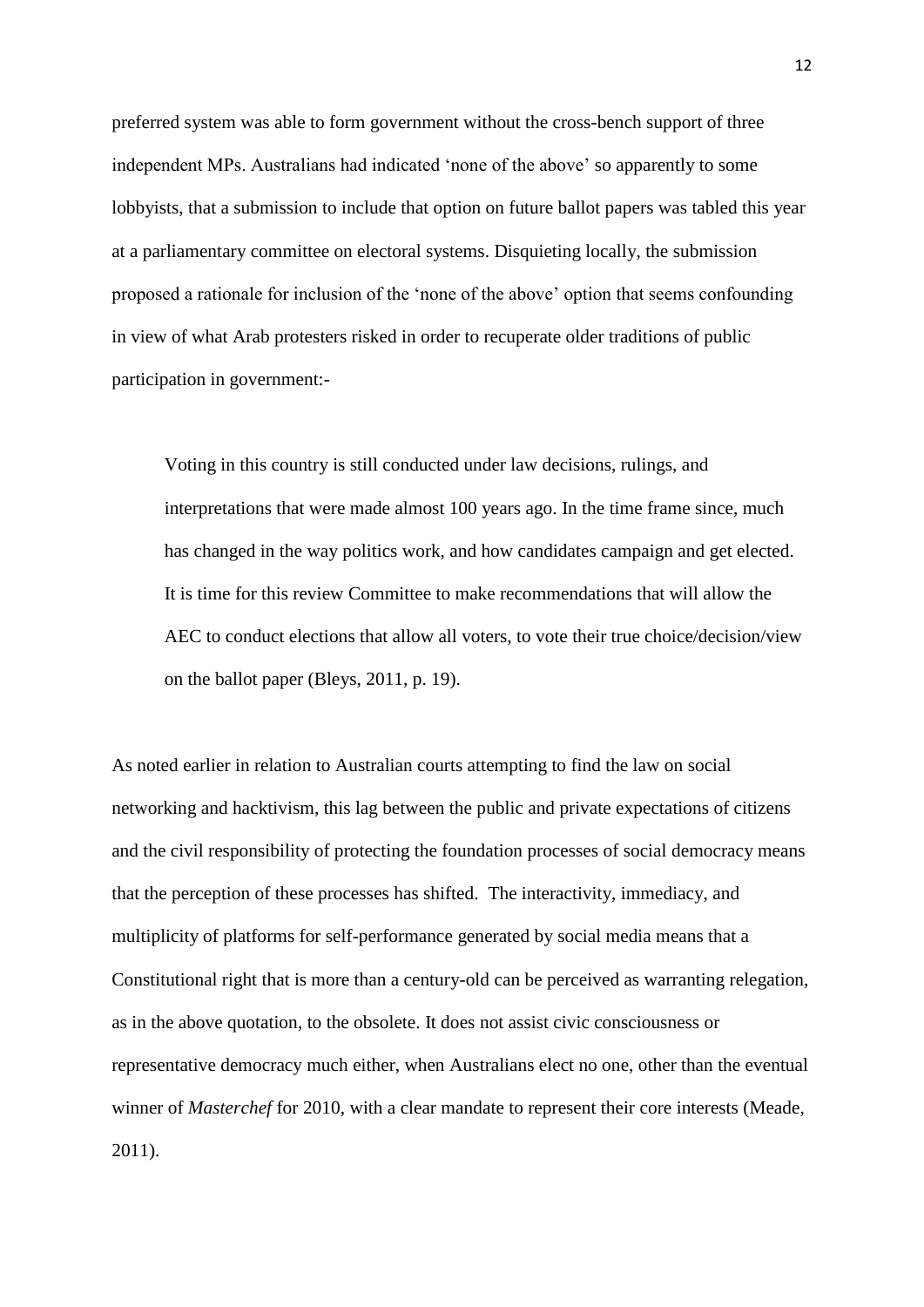preferred system was able to form government without the cross-bench support of three independent MPs. Australians had indicated 'none of the above' so apparently to some lobbyists, that a submission to include that option on future ballot papers was tabled this year at a parliamentary committee on electoral systems. Disquieting locally, the submission proposed a rationale for inclusion of the 'none of the above' option that seems confounding in view of what Arab protesters risked in order to recuperate older traditions of public participation in government:-

> Voting in this country is still conducted under law decisions, rulings, and interpretations that were made almost 100 years ago. In the time frame since, much has changed in the way politics work, and how candidates campaign and get elected. It is time for this review Committee to make recommendations that will allow the AEC to conduct elections that allow all voters, to vote their true choice/decision/view on the ballot paper (Bleys, 2011, p. 19).

As noted earlier in relation to Australian courts attempting to find the law on social networking and hacktivism, this lag between the public and private expectations of citizens and the civil responsibility of protecting the foundation processes of social democracy means that the perception of these processes has shifted. The interactivity, immediacy, and multiplicity of platforms for self-performance generated by social media means that a Constitutional right that is more than a century-old can be perceived as warranting relegation, as in the above quotation, to the obsolete. It does not assist civic consciousness or representative democracy much either, when Australians elect no one, other than the eventual winner of *Masterchef* for 2010, with a clear mandate to represent their core interests (Meade, 2011).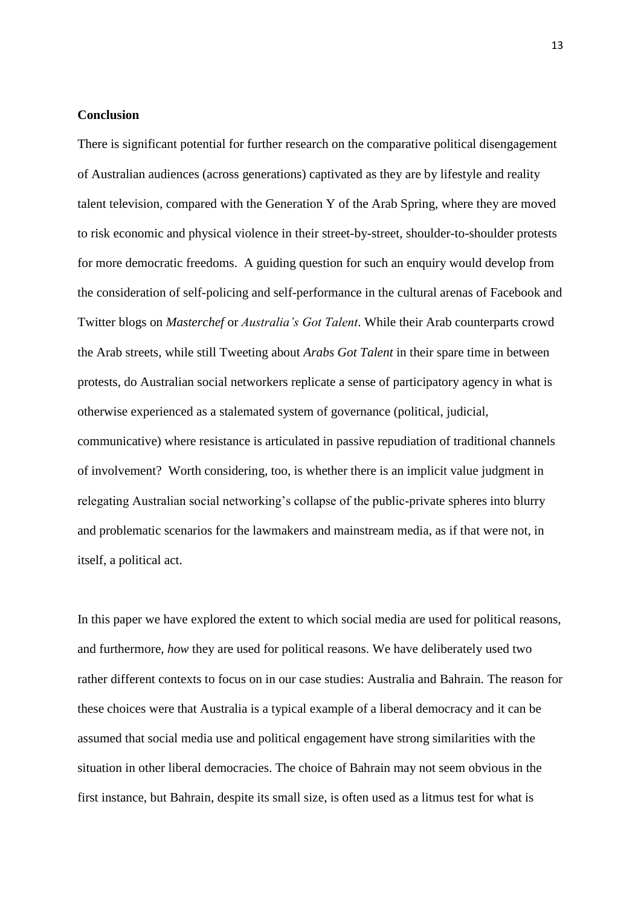## Conclusion

There is significant potential for further research on the comparative political disengagement of Australian audiences (across generations) captivated as they are by lifestyle and reality talent television, compared with the Generation Y of the Arab Spring, where they are moved to risk economic and physical violence in their street-by-street, shoulder-to-shoulder protests for more democratic freedoms. A guiding question for such an enquiry would develop from the consideration of self-policing and self-performance in the cultural arenas of Facebook and Twitter blogs on *Masterchef* or *Australia's Got Talent*. While their Arab counterparts crowd the Arab streets, while still Tweeting about *Arabs Got Talent* in their spare time in between protests, do Australian social networkers replicate a sense of participatory agency in what is otherwise experienced as a stalemated system of governance (political, judicial, communicative) where resistance is articulated in passive repudiation of traditional channels of involvement? Worth considering, too, is whether there is an implicit value judgment in relegating Australian social networking's collapse of the public-private spheres into blurry and problematic scenarios for the lawmakers and mainstream media, as if that were not, in itself, a political act.

In this paper we have explored the extent to which social media are used for political reasons, and furthermore, *how* they are used for political reasons. We have deliberately used two rather different contexts to focus on in our case studies: Australia and Bahrain. The reason for these choices were that Australia is a typical example of a liberal democracy and it can be assumed that social media use and political engagement have strong similarities with the situation in other liberal democracies. The choice of Bahrain may not seem obvious in the first instance, but Bahrain, despite its small size, is often used as a litmus test for what is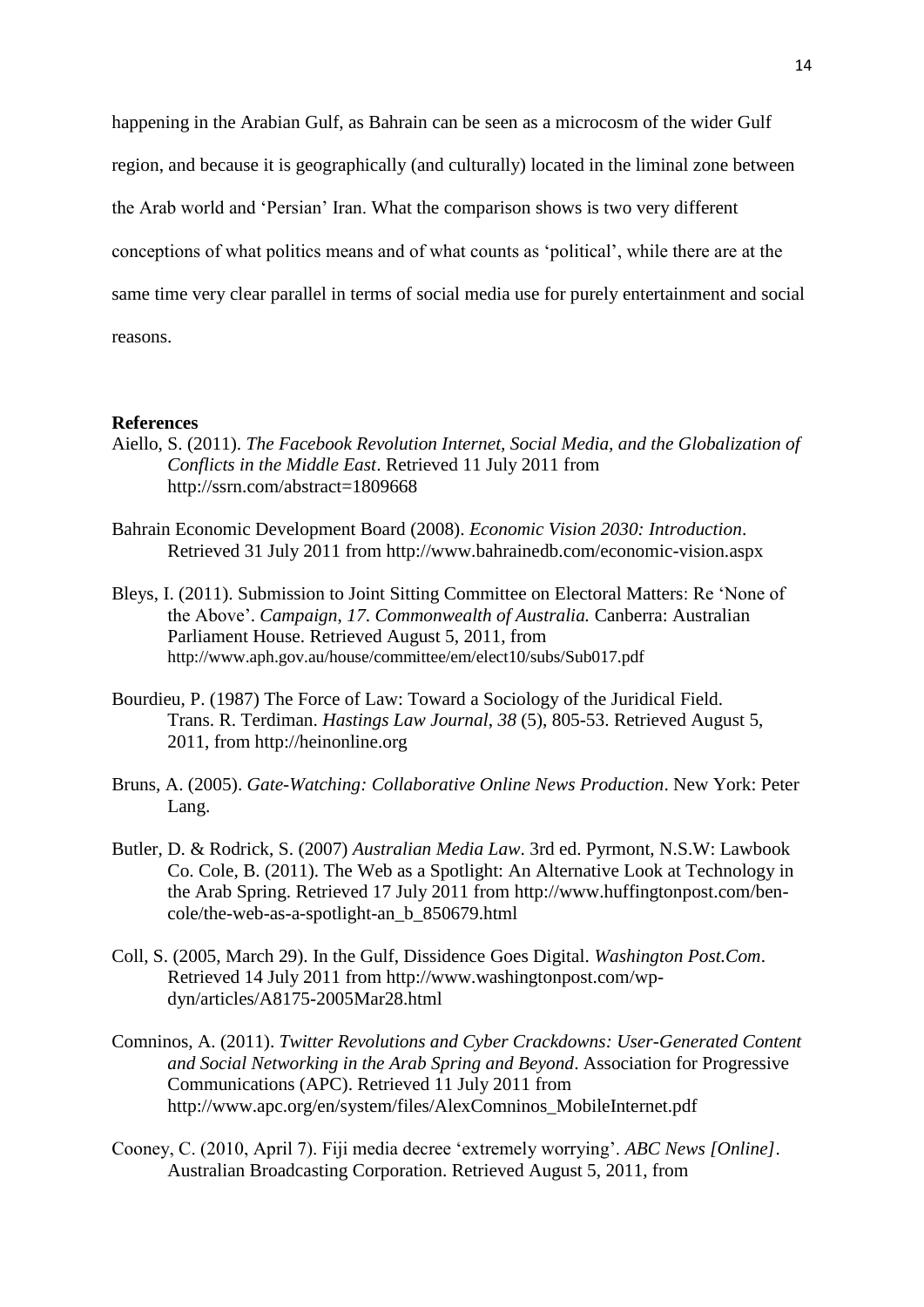happening in the Arabian Gulf, as Bahrain can be seen as a microcosm of the wider Gulf region, and because it is geographically (and culturally) located in the liminal zone between the Arab world and 'Persian' Iran. What the comparison shows is two very different conceptions of what politics means and of what counts as 'political', while there are at the same time very clear parallel in terms of social media use for purely entertainment and social reasons.

**References**

Aiello, S. (2011). *The Facebook Revolution Internet, Social Media, and the Globalization of Conflicts in the Middle East*. Retrieved 11 July 2011 from http://ssrn.com/abstract=1809668

Bahrain Economic Development Board (2008). *Economic Vision 2030: Introduction*. Retrieved 31 July 2011 from http://www.bahrainedb.com/economic-vision.aspx

Bleys, I. (2011). Submission to Joint Sitting Committee on Electoral Matters: Re 'None of the Above'. *Campaign, 17. Commonwealth of Australia.* Canberra: Australian Parliament House. Retrieved August 5, 2011, from http://www.aph.gov.au/house/committee/em/elect10/subs/Sub017.pdf

Bourdieu, P. (1987) The Force of Law: Toward a Sociology of the Juridical Field. Trans. R. Terdiman. *Hastings Law Journal*, *38* (5), 805-53. Retrieved August 5, 2011, from http://heinonline.org

Bruns, A. (2005). *Gate-Watching: Collaborative Online News Production*. New York: Peter Lang.

Butler, D. & Rodrick, S. (2007) *Australian Media Law*. 3rd ed. Pyrmont, N.S.W: Lawbook Co. Cole, B. (2011). The Web as a Spotlight: An Alternative Look at Technology in the Arab Spring. Retrieved 17 July 2011 from http://www.huffingtonpost.com/ben-cole/the-web-as-a-spotlight-an_b_850679.html

Coll, S. (2005, March 29). In the Gulf, Dissidence Goes Digital. *Washington Post.Com*. Retrieved 14 July 2011 from http://www.washingtonpost.com/wp-dyn/articles/A8175-2005Mar28.html

Comninos, A. (2011). *Twitter Revolutions and Cyber Crackdowns: User-Generated Content and Social Networking in the Arab Spring and Beyond*. Association for Progressive Communications (APC). Retrieved 11 July 2011 from http://www.apc.org/en/system/files/AlexComninos_MobileInternet.pdf

Cooney, C. (2010, April 7). Fiji media decree 'extremely worrying'. *ABC News [Online]*. Australian Broadcasting Corporation. Retrieved August 5, 2011, from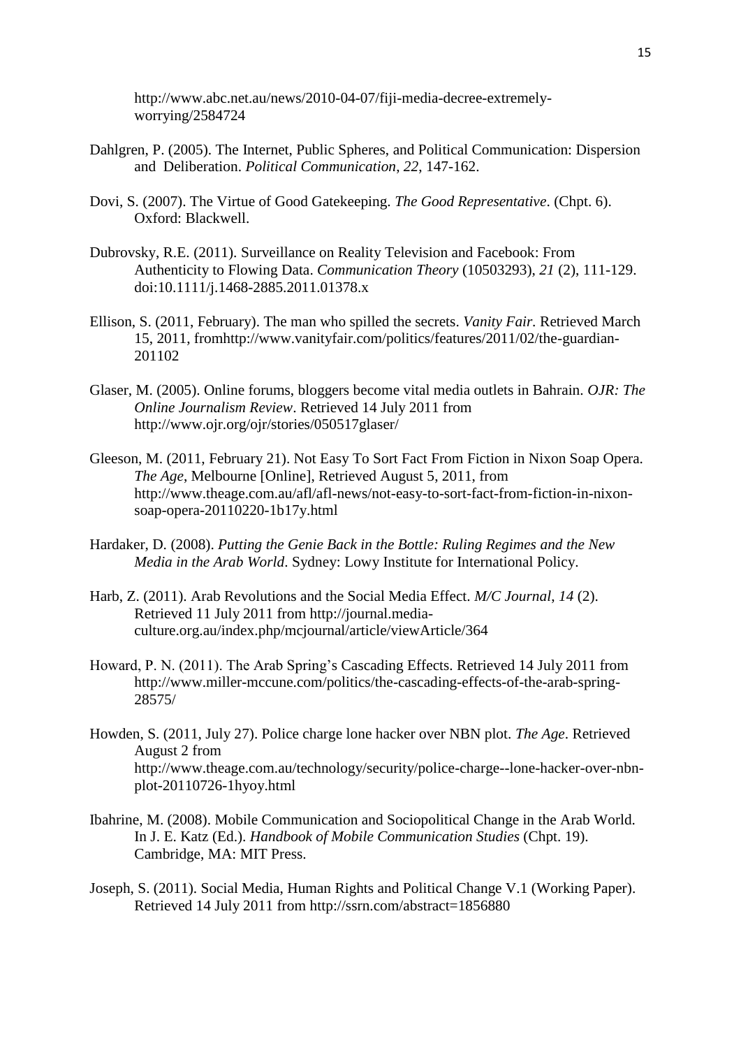http://www.abc.net.au/news/2010-04-07/fiji-media-decree-extremely-worrying/2584724

Dahlgren, P. (2005). The Internet, Public Spheres, and Political Communication: Dispersion and Deliberation. *Political Communication*, *22*, 147-162.

Dovi, S. (2007). The Virtue of Good Gatekeeping. *The Good Representative*. (Chpt. 6). Oxford: Blackwell.

Dubrovsky, R.E. (2011). Surveillance on Reality Television and Facebook: From Authenticity to Flowing Data. *Communication Theory* (10503293), *21* (2), 111-129. doi:10.1111/j.1468-2885.2011.01378.x

Ellison, S. (2011, February). The man who spilled the secrets. *Vanity Fair*. Retrieved March 15, 2011, fromhttp://www.vanityfair.com/politics/features/2011/02/the-guardian-201102

Glaser, M. (2005). Online forums, bloggers become vital media outlets in Bahrain. *OJR: The Online Journalism Review*. Retrieved 14 July 2011 from http://www.ojr.org/ojr/stories/050517glaser/

Gleeson, M. (2011, February 21). Not Easy To Sort Fact From Fiction in Nixon Soap Opera. *The Age*, Melbourne [Online], Retrieved August 5, 2011, from http://www.theage.com.au/afl/afl-news/not-easy-to-sort-fact-from-fiction-in-nixon-soap-opera-20110220-1b17y.html

Hardaker, D. (2008). *Putting the Genie Back in the Bottle: Ruling Regimes and the New Media in the Arab World*. Sydney: Lowy Institute for International Policy.

Harb, Z. (2011). Arab Revolutions and the Social Media Effect. *M/C Journal*, *14* (2). Retrieved 11 July 2011 from http://journal.media-culture.org.au/index.php/mcjournal/article/viewArticle/364

Howard, P. N. (2011). The Arab Spring's Cascading Effects. Retrieved 14 July 2011 from http://www.miller-mccune.com/politics/the-cascading-effects-of-the-arab-spring-28575/

Howden, S. (2011, July 27). Police charge lone hacker over NBN plot. *The Age*. Retrieved August 2 from http://www.theage.com.au/technology/security/police-charge--lone-hacker-over-nbn-plot-20110726-1hyoy.html

Ibahrine, M. (2008). Mobile Communication and Sociopolitical Change in the Arab World. In J. E. Katz (Ed.). *Handbook of Mobile Communication Studies* (Chpt. 19). Cambridge, MA: MIT Press.

Joseph, S. (2011). Social Media, Human Rights and Political Change V.1 (Working Paper). Retrieved 14 July 2011 from http://ssrn.com/abstract=1856880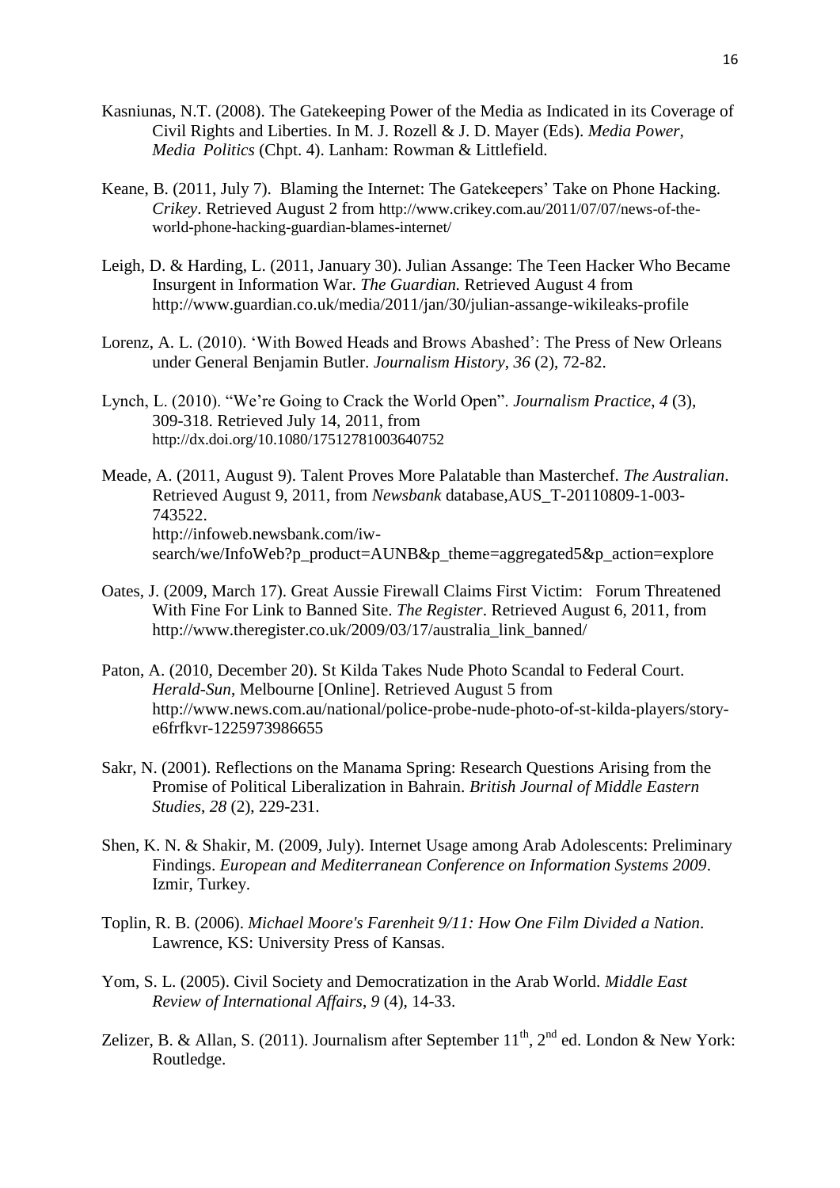Kasniunas, N.T. (2008). The Gatekeeping Power of the Media as Indicated in its Coverage of Civil Rights and Liberties. In M. J. Rozell & J. D. Mayer (Eds). *Media Power, Media Politics* (Chpt. 4). Lanham: Rowman & Littlefield.

Keane, B. (2011, July 7). Blaming the Internet: The Gatekeepers' Take on Phone Hacking. *Crikey*. Retrieved August 2 from http://www.crikey.com.au/2011/07/07/news-of-the-world-phone-hacking-guardian-blames-internet/

Leigh, D. & Harding, L. (2011, January 30). Julian Assange: The Teen Hacker Who Became Insurgent in Information War. *The Guardian.* Retrieved August 4 from http://www.guardian.co.uk/media/2011/jan/30/julian-assange-wikileaks-profile

Lorenz, A. L. (2010). 'With Bowed Heads and Brows Abashed': The Press of New Orleans under General Benjamin Butler. *Journalism History*, *36* (2), 72-82.

Lynch, L. (2010). "We're Going to Crack the World Open". *Journalism Practice, 4* (3), 309-318. Retrieved July 14, 2011, from http://dx.doi.org/10.1080/17512781003640752

Meade, A. (2011, August 9). Talent Proves More Palatable than Masterchef. *The Australian*. Retrieved August 9, 2011, from *Newsbank* database,AUS_T-20110809-1-003-743522. http://infoweb.newsbank.com/iw-search/we/InfoWeb?p_product=AUNB&p_theme=aggregated5&p_action=explore

Oates, J. (2009, March 17). Great Aussie Firewall Claims First Victim: Forum Threatened With Fine For Link to Banned Site. *The Register*. Retrieved August 6, 2011, from http://www.theregister.co.uk/2009/03/17/australia_link_banned/

Paton, A. (2010, December 20). St Kilda Takes Nude Photo Scandal to Federal Court. *Herald-Sun*, Melbourne [Online]. Retrieved August 5 from http://www.news.com.au/national/police-probe-nude-photo-of-st-kilda-players/story-e6frfkvr-1225973986655

Sakr, N. (2001). Reflections on the Manama Spring: Research Questions Arising from the Promise of Political Liberalization in Bahrain. *British Journal of Middle Eastern Studies*, *28* (2), 229-231.

Shen, K. N. & Shakir, M. (2009, July). Internet Usage among Arab Adolescents: Preliminary Findings. *European and Mediterranean Conference on Information Systems 2009*. Izmir, Turkey.

Toplin, R. B. (2006). *Michael Moore's Farenheit 9/11: How One Film Divided a Nation*. Lawrence, KS: University Press of Kansas.

Yom, S. L. (2005). Civil Society and Democratization in the Arab World. *Middle East Review of International Affairs*, *9* (4), 14-33.

Zelizer, B. & Allan, S. (2011). Journalism after September 11th, 2nd ed. London & New York: Routledge.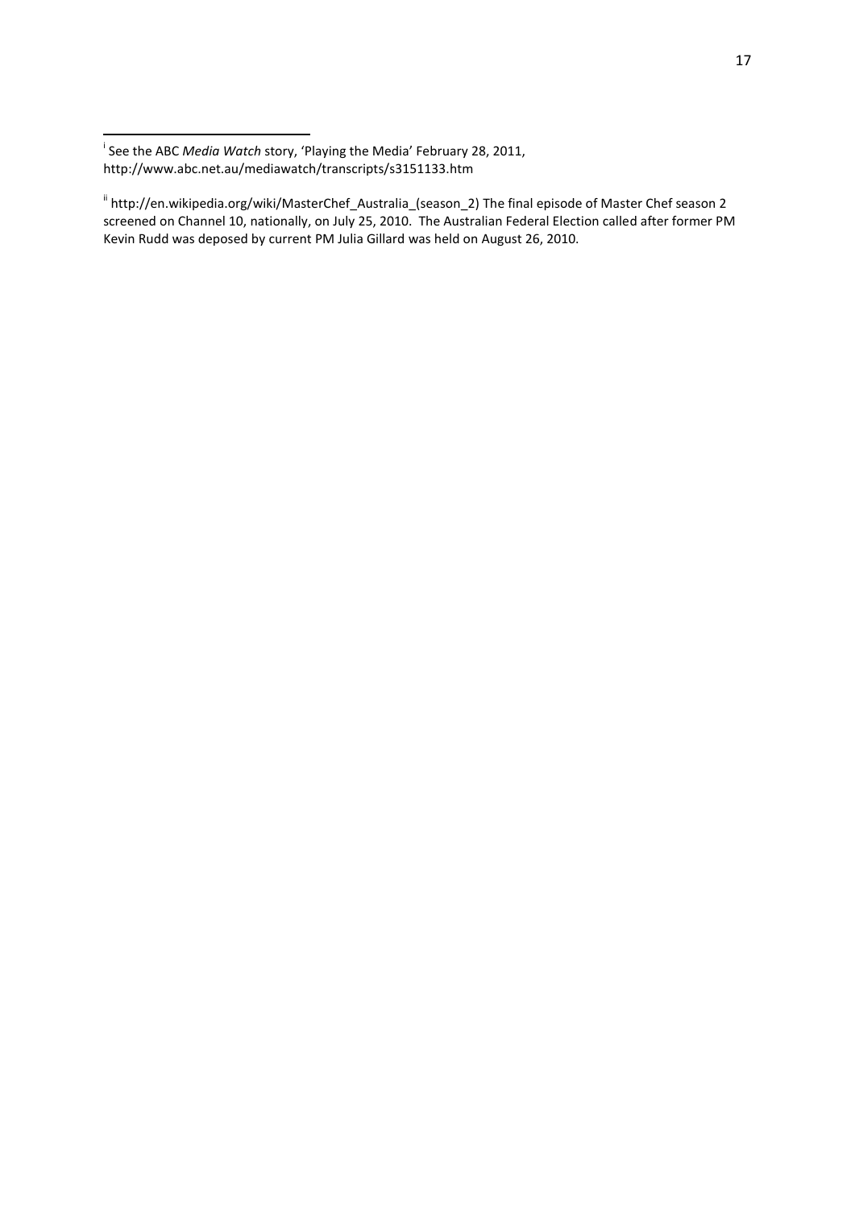[i] See the ABC *Media Watch* story, 'Playing the Media' February 28, 2011, http://www.abc.net.au/mediawatch/transcripts/s3151133.htm

[ii] http://en.wikipedia.org/wiki/MasterChef_Australia_(season_2) The final episode of Master Chef season 2 screened on Channel 10, nationally, on July 25, 2010. The Australian Federal Election called after former PM Kevin Rudd was deposed by current PM Julia Gillard was held on August 26, 2010.